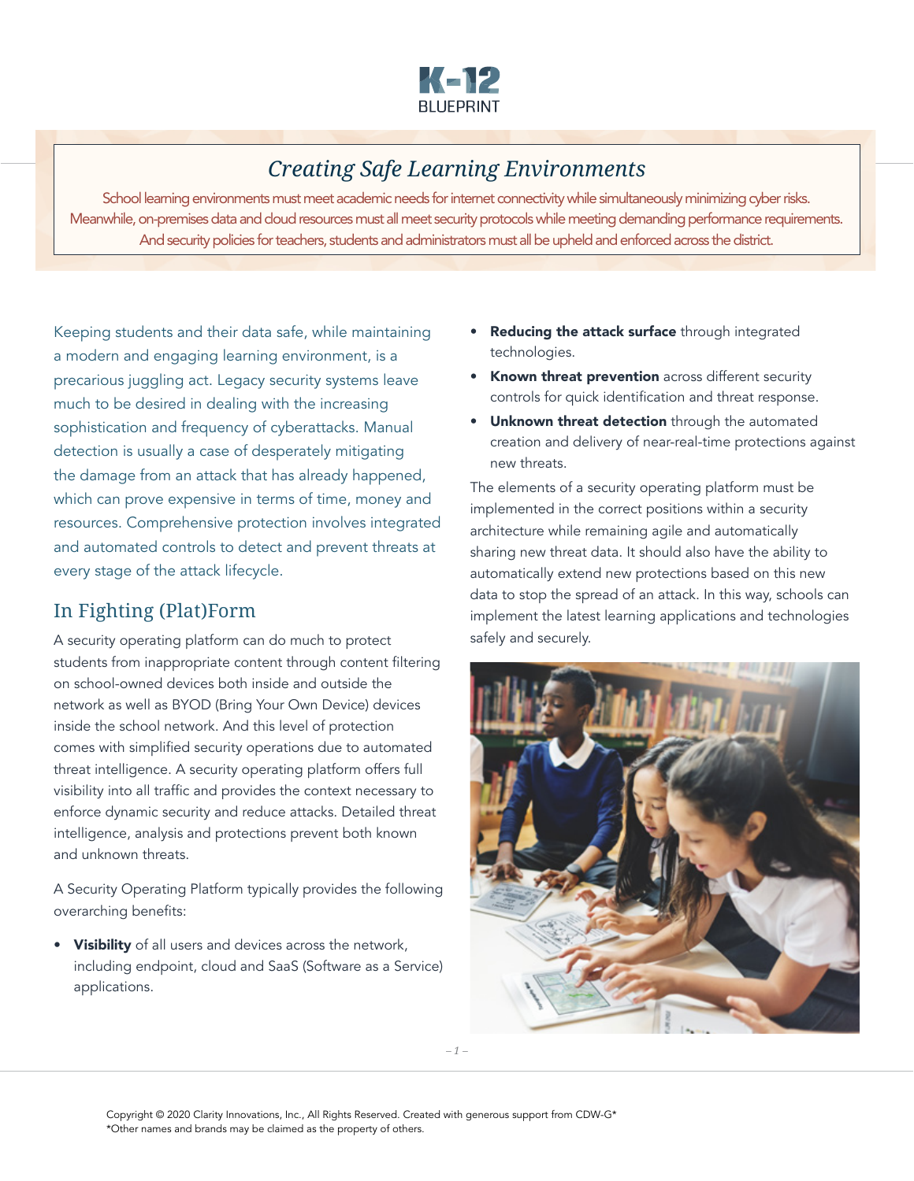# Creating Safe Learning Environments

School learning environments must meet academic needs for internet connectivity while simultaneously minimizing cyber risks. Meanwhile, on-premises data and cloud resources must all meet security protocols while meeting demanding performance requirements. And security policies for teachers, students and administrators must all be upheld and enforced across the district.

Keeping students and their data safe, while maintaining a modern and engaging learning environment, is a precarious juggling act. Legacy security systems leave much to be desired in dealing with the increasing sophistication and frequency of cyberattacks. Manual detection is usually a case of desperately mitigating the damage from an attack that has already happened, which can prove expensive in terms of time, money and resources. Comprehensive protection involves integrated and automated controls to detect and prevent threats at every stage of the attack lifecycle.

## In Fighting (Plat)Form

A security operating platform can do much to protect students from inappropriate content through content filtering on school-owned devices both inside and outside the network as well as BYOD (Bring Your Own Device) devices inside the school network. And this level of protection comes with simplified security operations due to automated threat intelligence. A security operating platform offers full visibility into all traffic and provides the context necessary to enforce dynamic security and reduce attacks. Detailed threat intelligence, analysis and protections prevent both known and unknown threats.

A Security Operating Platform typically provides the following overarching benefits:

- **Visibility** of all users and devices across the network, including endpoint, cloud and SaaS (Software as a Service) applications.
- **Reducing the attack surface** through integrated technologies.
- **Known threat prevention** across different security controls for quick identification and threat response.
- **Unknown threat detection** through the automated creation and delivery of near-real-time protections against new threats.

The elements of a security operating platform must be implemented in the correct positions within a security architecture while remaining agile and automatically sharing new threat data. It should also have the ability to automatically extend new protections based on this new data to stop the spread of an attack. In this way, schools can implement the latest learning applications and technologies safely and securely.

Copyright © 2020 Clarity Innovations, Inc., All Rights Reserved. Created with generous support from CDW-G*
*Other names and brands may be claimed as the property of others.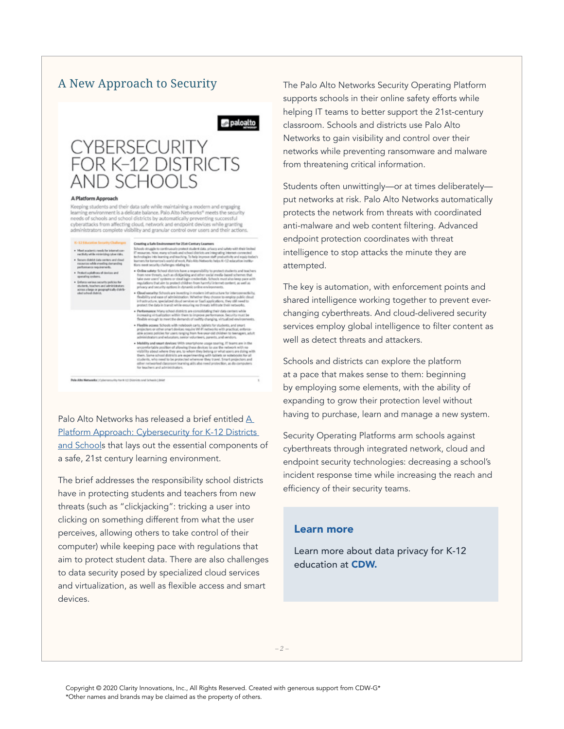## A New Approach to Security

Palo Alto Networks has released a brief entitled [A Platform Approach: Cybersecurity for K-12 Districts and Schools]() that lays out the essential components of a safe, 21st century learning environment.

The brief addresses the responsibility school districts have in protecting students and teachers from new threats (such as "clickjacking": tricking a user into clicking on something different from what the user perceives, allowing others to take control of their computer) while keeping pace with regulations that aim to protect student data. There are also challenges to data security posed by specialized cloud services and virtualization, as well as flexible access and smart devices.

The Palo Alto Networks Security Operating Platform supports schools in their online safety efforts while helping IT teams to better support the 21st-century classroom. Schools and districts use Palo Alto Networks to gain visibility and control over their networks while preventing ransomware and malware from threatening critical information.

Students often unwittingly—or at times deliberately—put networks at risk. Palo Alto Networks automatically protects the network from threats with coordinated anti-malware and web content filtering. Advanced endpoint protection coordinates with threat intelligence to stop attacks the minute they are attempted.

The key is automation, with enforcement points and shared intelligence working together to prevent ever-changing cyberthreats. And cloud-delivered security services employ global intelligence to filter content as well as detect threats and attackers.

Schools and districts can explore the platform at a pace that makes sense to them: beginning by employing some elements, with the ability of expanding to grow their protection level without having to purchase, learn and manage a new system.

Security Operating Platforms arm schools against cyberthreats through integrated network, cloud and endpoint security technologies: decreasing a school's incident response time while increasing the reach and efficiency of their security teams.

### Learn more

Learn more about data privacy for K-12 education at **CDW.**

Copyright © 2020 Clarity Innovations, Inc., All Rights Reserved. Created with generous support from CDW-G*
*Other names and brands may be claimed as the property of others.